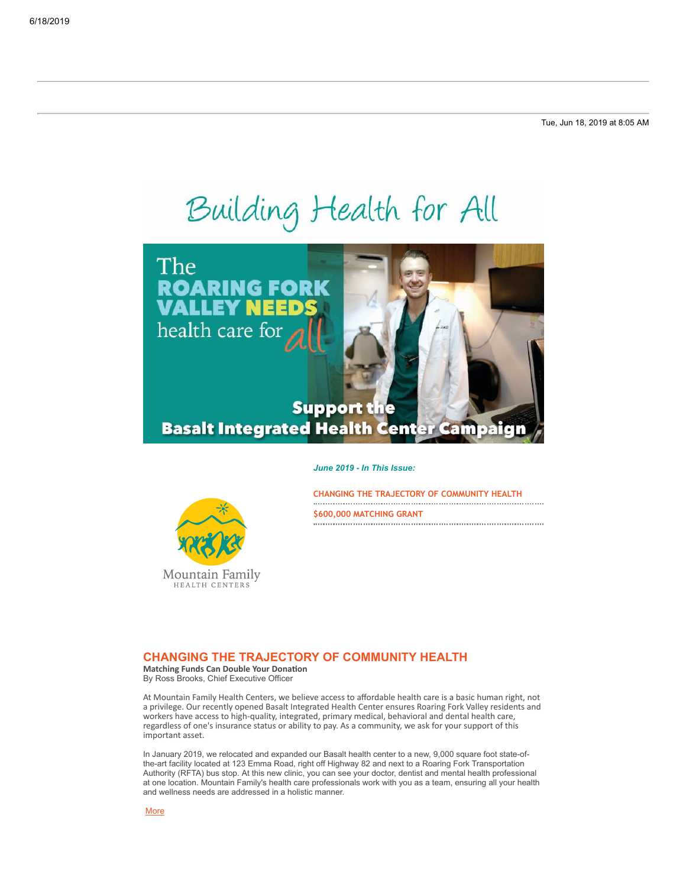Tue, Jun 18, 2019 at 8:05 AM

# Building Health for All

The ROARING FORK VALLEY NEEDS health care for all

Support the Basalt Integrated Health Center Campaign

*June 2019 - In This Issue:*

CHANGING THE TRAJECTORY OF COMMUNITY HEALTH

$600,000 MATCHING GRANT

Mountain Family HEALTH CENTERS

## CHANGING THE TRAJECTORY OF COMMUNITY HEALTH

**Matching Funds Can Double Your Donation**

By Ross Brooks, Chief Executive Officer

At Mountain Family Health Centers, we believe access to affordable health care is a basic human right, not a privilege. Our recently opened Basalt Integrated Health Center ensures Roaring Fork Valley residents and workers have access to high-quality, integrated, primary medical, behavioral and dental health care, regardless of one's insurance status or ability to pay. As a community, we ask for your support of this important asset.

In January 2019, we relocated and expanded our Basalt health center to a new, 9,000 square foot state-of-the-art facility located at 123 Emma Road, right off Highway 82 and next to a Roaring Fork Transportation Authority (RFTA) bus stop. At this new clinic, you can see your doctor, dentist and mental health professional at one location. Mountain Family's health care professionals work with you as a team, ensuring all your health and wellness needs are addressed in a holistic manner.

More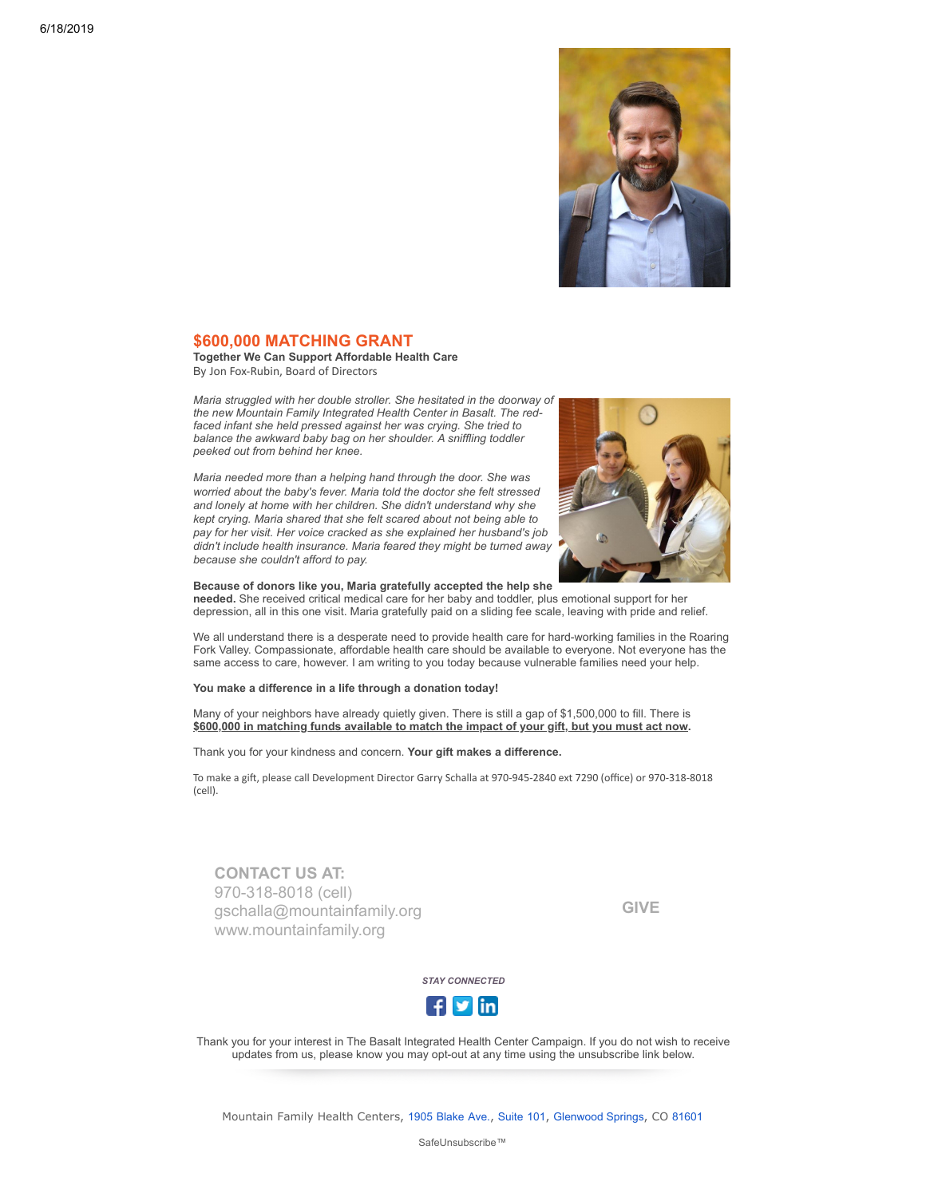## $600,000 MATCHING GRANT

**Together We Can Support Affordable Health Care**

By Jon Fox-Rubin, Board of Directors

*Maria struggled with her double stroller. She hesitated in the doorway of the new Mountain Family Integrated Health Center in Basalt. The red-faced infant she held pressed against her was crying. She tried to balance the awkward baby bag on her shoulder. A sniffling toddler peeked out from behind her knee.*

*Maria needed more than a helping hand through the door. She was worried about the baby's fever. Maria told the doctor she felt stressed and lonely at home with her children. She didn't understand why she kept crying. Maria shared that she felt scared about not being able to pay for her visit. Her voice cracked as she explained her husband's job didn't include health insurance. Maria feared they might be turned away because she couldn't afford to pay.*

**Because of donors like you, Maria gratefully accepted the help she needed.** She received critical medical care for her baby and toddler, plus emotional support for her depression, all in this one visit. Maria gratefully paid on a sliding fee scale, leaving with pride and relief.

We all understand there is a desperate need to provide health care for hard-working families in the Roaring Fork Valley. Compassionate, affordable health care should be available to everyone. Not everyone has the same access to care, however. I am writing to you today because vulnerable families need your help.

**You make a difference in a life through a donation today!**

Many of your neighbors have already quietly given. There is still a gap of $1,500,000 to fill. There is **$600,000 in matching funds available to match the impact of your gift, but you must act now.**

Thank you for your kindness and concern. **Your gift makes a difference.**

To make a gift, please call Development Director Garry Schalla at 970-945-2840 ext 7290 (office) or 970-318-8018 (cell).

**CONTACT US AT:**
970-318-8018 (cell)
gschalla@mountainfamily.org
www.mountainfamily.org

**GIVE**

***STAY CONNECTED***

Thank you for your interest in The Basalt Integrated Health Center Campaign. If you do not wish to receive updates from us, please know you may opt-out at any time using the unsubscribe link below.

Mountain Family Health Centers, 1905 Blake Ave., Suite 101, Glenwood Springs, CO 81601

SafeUnsubscribe™